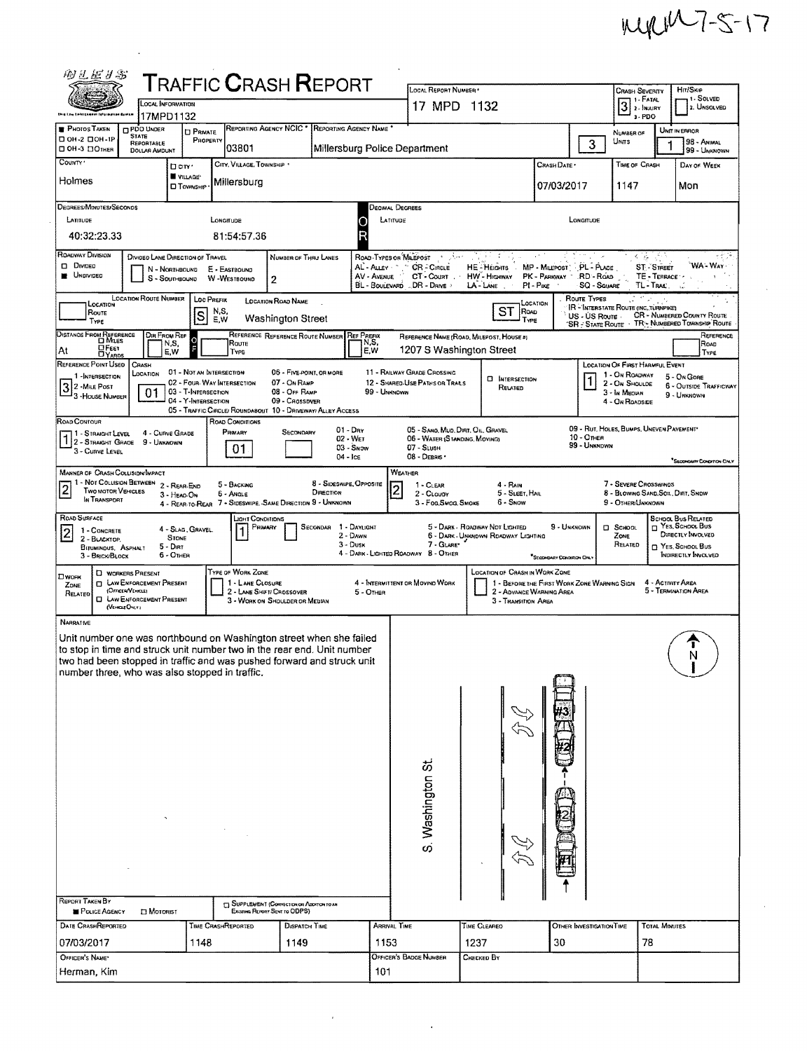MRM 7-5-17

# TRAFFIC CRASH REPORT

| Field | Value |
|---|---|
| Local Information | 17MPD1132 |
| Local Report Number | 17 MPD 1132 |
| Crash Severity | 3 (1 - Fatal, 2 - Injury, 3 - PDO) |
| Hit/Skip | 1 - Solved, 2 - Unsolved |
| Photos Taken | OH-2, OH-1P, OH-3, Other |
| PDO Under State Reportable Dollar Amount | |
| Private Property | |
| Reporting Agency NCIC | 03801 |
| Reporting Agency Name | Millersburg Police Department |
| Number of Units | 3 |
| Unit in Error | 1 (98 - Animal, 99 - Unknown) |
| County | Holmes |
| City, Village, Township | Village: Millersburg |
| Crash Date | 07/03/2017 |
| Time of Crash | 1147 |
| Day of Week | Mon |

**Degrees/Minutes/Seconds**
- Latitude: 40:32:23.33
- Longitude: 81:54:57.36

**Decimal Degrees**
- Latitude:
- Longitude:

**Roadway Division:** Undivided

**Divided Lane Direction of Travel:** N - Northbound, S - Southbound, E - Eastbound, W - Westbound

**Number of Thru Lanes:** 2

**Road Types or Milepost:** AL - Alley, AV - Avenue, BL - Boulevard, CR - Circle, CT - Court, DR - Drive, HE - Heights, HW - Highway, LA - Lane, MP - Milepost, PK - Parkway, PI - Pike, PL - Place, RD - Road, SQ - Square, ST - Street, TE - Terrace, TL - Trail, WA - Way

**Location Route Number:**
**Loc Prefix:** S
**Location Road Name:** Washington Street
**Location Road Type:** ST

**Route Types:** IR - Interstate Route (Inc. Turnpike), US - US Route, SR - State Route, CR - Numbered County Route, TR - Numbered Township Route

**Distance from Reference:** At
**Dir From Ref:**
**Reference Route:**
**Reference Name (Road, Milepost, House #):** 1207 S Washington Street

**Reference Point Used:** 3 - House Number (1 - Intersection, 2 - Mile Post)

**Crash Location:** 01 - Not an Intersection
(02 - Four-Way Intersection, 03 - T-Intersection, 04 - Y-Intersection, 05 - Traffic Circle/Roundabout, 06 - Five-Point or More, 07 - On Ramp, 08 - Off Ramp, 09 - Crossover, 10 - Driveway/Alley Access, 11 - Railway Grade Crossing, 12 - Shared-Use Paths or Trails, 99 - Unknown)

**Intersection Related:**

**Location of First Harmful Event:** 1 - On Roadway (2 - On Shoulder, 3 - In Median, 4 - On Roadside, 5 - On Gore, 6 - Outside Trafficway, 9 - Unknown)

**Road Contour:** 1 - Straight Level (2 - Straight Grade, 3 - Curve Level, 4 - Curve Grade, 9 - Unknown)

**Road Conditions:** Primary: 01 - Dry
(02 - Wet, 03 - Snow, 04 - Ice, 05 - Sand, Mud, Dirt, Oil, Gravel, 06 - Water (Standing, Moving), 07 - Slush, 08 - Debris, 09 - Rut, Holes, Bumps, Uneven Pavement, 10 - Other, 99 - Unknown)

**Manner of Crash Collision/Impact:** 2 - Rear-End
(1 - Not Collision Between Two Motor Vehicles in Transport, 3 - Head-On, 4 - Rear-to-Rear, 5 - Backing, 6 - Angle, 7 - Sideswipe, Same Direction, 8 - Sideswipe, Opposite Direction, 9 - Unknown)

**Weather:** 2 - Cloudy
(1 - Clear, 3 - Fog, Smog, Smoke, 4 - Rain, 5 - Sleet, Hail, 6 - Snow, 7 - Severe Crosswinds, 8 - Blowing Sand, Soil, Dirt, Snow, 9 - Other/Unknown)

**Road Surface:** 2 - Blacktop, Bituminous, Asphalt
(1 - Concrete, 3 - Brick/Block, 4 - Slag, Gravel, Stone, 5 - Dirt, 6 - Other)

**Light Conditions:** Primary: 1 - Daylight
(2 - Dawn, 3 - Dusk, 4 - Dark - Lighted Roadway, 5 - Dark - Roadway Not Lighted, 6 - Dark - Unknown Roadway Lighting, 7 - Glare, 8 - Other, 9 - Unknown)

**School Zone Related:**
**School Bus Related:** Yes, School Bus Directly Involved / Yes, School Bus Indirectly Involved

**Work Zone Related:** Workers Present, Law Enforcement Present (Officer/Vehicle), Law Enforcement Present (Vehicle Only)

**Type of Work Zone:** 1 - Lane Closure, 2 - Lane Shift/Crossover, 3 - Work on Shoulder or Median, 4 - Intermittent or Moving Work, 5 - Other

**Location of Crash in Work Zone:** 1 - Before the First Work Zone Warning Sign, 2 - Advance Warning Area, 3 - Transition Area, 4 - Activity Area, 5 - Termination Area

## Narrative

Unit number one was northbound on Washington street when she failed to stop in time and struck unit number two in the rear end. Unit number two had been stopped in traffic and was pushed forward and struck unit number three, who was also stopped in traffic.

S. Washington St.

#3

#2

#1

N

**Report Taken By:** Police Agency

**Supplement (Correction or Addition to an Existing Report Sent to ODPS):**

| Date Crash Reported | Time Crash Reported | Dispatch Time | Arrival Time | Time Cleared | Other Investigation Time | Total Minutes |
|---|---|---|---|---|---|---|
| 07/03/2017 | 1148 | 1149 | 1153 | 1237 | 30 | 78 |

| Officer's Name | Officer's Badge Number | Checked By |
|---|---|---|
| Herman, Kim | 101 | |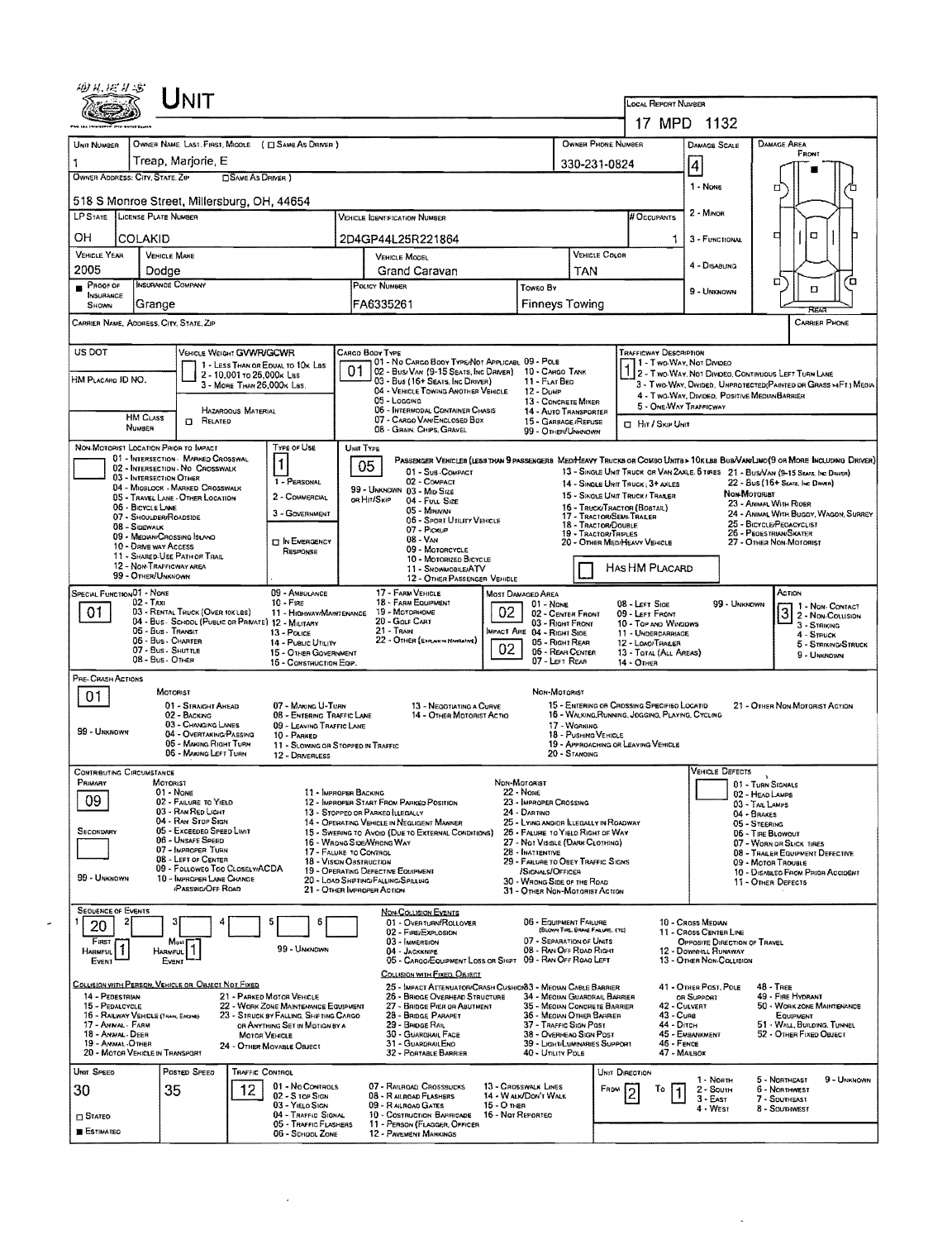# UNIT

**LOCAL REPORT NUMBER:** 17 MPD 1132

| UNIT NUMBER | OWNER NAME: LAST, FIRST, MIDDLE ( ☐ SAME AS DRIVER ) | OWNER PHONE NUMBER | DAMAGE SCALE | DAMAGE AREA |
|---|---|---|---|---|
| 1 | Treap, Marjorie, E | 330-231-0824 | 4 | FRONT |

**OWNER ADDRESS: CITY, STATE, ZIP** ☐ SAME AS DRIVER )
518 S Monroe Street, Millersburg, OH, 44654

DAMAGE SCALE: 1 - NONE, 2 - MINOR, 3 - FUNCTIONAL, 4 - DISABLING, 9 - UNKNOWN

| LP STATE | LICENSE PLATE NUMBER | VEHICLE IDENTIFICATION NUMBER | # OCCUPANTS |
|---|---|---|---|
| OH | COLAKID | 2D4GP44L25R221864 | 1 |

| VEHICLE YEAR | VEHICLE MAKE | VEHICLE MODEL | VEHICLE COLOR |
|---|---|---|---|
| 2005 | Dodge | Grand Caravan | TAN |

| ■ PROOF OF INSURANCE SHOWN | INSURANCE COMPANY | POLICY NUMBER | TOWED BY |
|---|---|---|---|
| | Grange | FA6335261 | Finneys Towing |

CARRIER NAME, ADDRESS, CITY, STATE, ZIP — CARRIER PHONE

US DOT

VEHICLE WEIGHT GVWR/GCWR: 1 - LESS THAN OR EQUAL TO 10K LBS; 2 - 10,001 TO 26,000K LBS; 3 - MORE THAN 26,000K LBS. [1]

HM PLACARD ID NO. — HM CLASS NUMBER — ☐ HAZARDOUS MATERIAL RELATED

CARGO BODY TYPE: **01** — 01 - NO CARGO BODY TYPE/NOT APPLICABLE; 02 - BUS/VAN (9-15 SEATS, INC DRIVER); 03 - BUS (16+ SEATS, INC DRIVER); 04 - VEHICLE TOWING ANOTHER VEHICLE; 05 - LOGGING; 06 - INTERMODAL CONTAINER CHASIS; 07 - CARGO VAN/ENCLOSED BOX; 08 - GRAIN, CHIPS, GRAVEL; 09 - POLE; 10 - CARGO TANK; 11 - FLAT BED; 12 - DUMP; 13 - CONCRETE MIXER; 14 - AUTO TRANSPORTER; 15 - GARBAGE/REFUSE; 99 - OTHER/UNKNOWN

TRAFFICWAY DESCRIPTION: **1** — 1 - TWO-WAY, NOT DIVIDED; 2 - TWO-WAY, NOT DIVIDED, CONTINUOUS LEFT TURN LANE; 3 - TWO-WAY, DIVIDED, UNPROTECTED (PAINTED OR GRASS >4FT.) MEDIA; 4 - TWO-WAY, DIVIDED, POSITIVE MEDIAN BARRIER; 5 - ONE-WAY TRAFFICWAY; ☐ HIT / SKIP UNIT

NON-MOTORIST LOCATION PRIOR TO IMPACT: 01 - INTERSECTION - MARKED CROSSWALK; 02 - INTERSECTION - NO CROSSWALK; 03 - INTERSECTION OTHER; 04 - MIDBLOCK - MARKED CROSSWALK; 05 - TRAVEL LANE - OTHER LOCATION; 06 - BICYCLE LANE; 07 - SHOULDER/ROADSIDE; 08 - SIDEWALK; 09 - MEDIAN/CROSSING ISLAND; 10 - DRIVE WAY ACCESS; 11 - SHARED-USE PATH OR TRAIL; 12 - NON-TRAFFICWAY AREA; 99 - OTHER/UNKNOWN

TYPE OF USE: **1** — 1 - PERSONAL; 2 - COMMERCIAL; 3 - GOVERNMENT; ☐ IN EMERGENCY RESPONSE

UNIT TYPE: **05** — PASSENGER VEHICLES (LESS THAN 9 PASSENGERS): 01 - SUB-COMPACT; 02 - COMPACT; 99 - UNKNOWN 03 - MID SIZE OR HIT/SKIP; 04 - FULL SIZE; 05 - MINIVAN; 06 - SPORT UTILITY VEHICLE; 07 - PICKUP; 08 - VAN; 09 - MOTORCYCLE; 10 - MOTORIZED BICYCLE; 11 - SNOWMOBILE/ATV; 12 - OTHER PASSENGER VEHICLE. MED/HEAVY TRUCKS OR COMBO UNITS > 10K LBS BUS/VAN/LIMO (9 OR MORE INCLUDING DRIVER): 13 - SINGLE UNIT TRUCK OR VAN 2AXLE, 6 TIRES; 14 - SINGLE UNIT TRUCK; 3+ AXLES; 15 - SINGLE UNIT TRUCK / TRAILER; 16 - TRUCK/TRACTOR (BOBTAIL); 17 - TRACTOR/SEMI-TRAILER; 18 - TRACTOR/DOUBLE; 19 - TRACTOR/TRIPLES; 20 - OTHER MED/HEAVY VEHICLE; 21 - BUS/VAN (9-15 SEATS, INC DRIVER); 22 - BUS (16+ SEATS, INC DRIVER). NON-MOTORIST: 23 - ANIMAL WITH RIDER; 24 - ANIMAL WITH BUGGY, WAGON, SURREY; 25 - BICYCLE/PEDACYCLIST; 26 - PEDESTRIAN/SKATER; 27 - OTHER NON-MOTORIST. ☐ HAS HM PLACARD

SPECIAL FUNCTION: **01** — 01 - NONE; 02 - TAXI; 03 - RENTAL TRUCK (OVER 10K LBS); 04 - BUS - SCHOOL (PUBLIC OR PRIVATE); 05 - BUS - TRANSIT; 06 - BUS - CHARTER; 07 - BUS - SHUTTLE; 08 - BUS - OTHER; 09 - AMBULANCE; 10 - FIRE; 11 - HIGHWAY/MAINTENANCE; 12 - MILITARY; 13 - POLICE; 14 - PUBLIC UTILITY; 15 - OTHER GOVERNMENT; 16 - CONSTRUCTION EQIP.; 17 - FARM VEHICLE; 18 - FARM EQUIPMENT; 19 - MOTORHOME; 20 - GOLF CART; 21 - TRAIN; 22 - OTHER (EXPLAIN IN NARRATIVE)

MOST DAMAGED AREA: **02**; IMPACT ARE: **02** — 01 - NONE; 02 - CENTER FRONT; 03 - RIGHT FRONT; 04 - RIGHT SIDE; 05 - RIGHT REAR; 06 - REAR CENTER; 07 - LEFT REAR; 08 - LEFT SIDE; 09 - LEFT FRONT; 10 - TOP AND WINDOWS; 11 - UNDERCARRIAGE; 12 - LOAD/TRAILER; 13 - TOTAL (ALL AREAS); 14 - OTHER; 99 - UNKNOWN

ACTION: **3** — 1 - NON-CONTACT; 2 - NON-COLLISION; 3 - STRIKING; 4 - STRUCK; 5 - STRIKING/STRUCK; 9 - UNKNOWN

PRE-CRASH ACTIONS: **01** — MOTORIST: 01 - STRAIGHT AHEAD; 02 - BACKING; 03 - CHANGING LANES; 04 - OVERTAKING/PASSING; 05 - MAKING RIGHT TURN; 06 - MAKING LEFT TURN; 07 - MAKING U-TURN; 08 - ENTERING TRAFFIC LANE; 09 - LEAVING TRAFFIC LANE; 10 - PARKED; 11 - SLOWING OR STOPPED IN TRAFFIC; 12 - DRIVERLESS; 13 - NEGOTIATING A CURVE; 14 - OTHER MOTORIST ACTIO. NON-MOTORIST: 15 - ENTERING OR CROSSING SPECIFIED LOCATIO; 16 - WALKING, RUNNING, JOGGING, PLAYING, CYCLING; 17 - WORKING; 18 - PUSHING VEHICLE; 19 - APPROACHING OR LEAVING VEHICLE; 20 - STANDING; 21 - OTHER NON-MOTORIST ACTION. 99 - UNKNOWN

CONTRIBUTING CIRCUMSTANCE: PRIMARY **09**; SECONDARY (blank) — MOTORIST: 01 - NONE; 02 - FAILURE TO YIELD; 03 - RAN RED LIGHT; 04 - RAN STOP SIGN; 05 - EXCEEDED SPEED LIMIT; 06 - UNSAFE SPEED; 07 - IMPROPER TURN; 08 - LEFT OF CENTER; 09 - FOLLOWED TOO CLOSELY/ACDA; 10 - IMPROPER LANE CHANGE /PASSING/OFF ROAD; 11 - IMPROPER BACKING; 12 - IMPROPER START FROM PARKED POSITION; 13 - STOPPED OR PARKED ILLEGALLY; 14 - OPERATING VEHICLE IN NEGLIGENT MANNER; 15 - SWERING TO AVOID (DUE TO EXTERNAL CONDITIONS); 16 - WRONG SIDE/WRONG WAY; 17 - FAILURE TO CONTROL; 18 - VISION OBSTRUCTION; 19 - OPERATING DEFECTIVE EQUIPMENT; 20 - LOAD SHIFTING/FALLING/SPILLING; 21 - OTHER IMPROPER ACTION. NON-MOTORIST: 22 - NONE; 23 - IMPROPER CROSSING; 24 - DARTING; 25 - LYING AND/OR ILLEGALLY IN ROADWAY; 26 - FAILURE TO YIELD RIGHT OF WAY; 27 - NOT VISIBLE (DARK CLOTHING); 28 - INATTENTIVE; 29 - FAILURE TO OBEY TRAFFIC SIGNS /SIGNALS/OFFICER; 30 - WRONG SIDE OF THE ROAD; 31 - OTHER NON-MOTORIST ACTION. 99 - UNKNOWN

VEHICLE DEFECTS: 01 - TURN SIGNALS; 02 - HEAD LAMPS; 03 - TAIL LAMPS; 04 - BRAKES; 05 - STEERING; 06 - TIRE BLOWOUT; 07 - WORN OR SLICK TIRES; 08 - TRAILER EQUIPMENT DEFECTIVE; 09 - MOTOR TROUBLE; 10 - DISABLED FROM PRIOR ACCIDENT; 11 - OTHER DEFECTS

SEQUENCE OF EVENTS: 1: **20**; 2–6: (blank). FIRST HARMFUL EVENT: **1**; MOST HARMFUL EVENT: **1**; 99 - UNKNOWN

NON-COLLISION EVENTS: 01 - OVERTURN/ROLLOVER; 02 - FIRE/EXPLOSION; 03 - IMMERSION; 04 - JACKKNIFE; 05 - CARGO/EQUIPMENT LOSS OR SHIFT; 06 - EQUIPMENT FAILURE (BLOWN TIRE, BRAKE FAILURE, ETC); 07 - SEPARATION OF UNITS; 08 - RAN OFF ROAD RIGHT; 09 - RAN OFF ROAD LEFT; 10 - CROSS MEDIAN; 11 - CROSS CENTER LINE OPPOSITE DIRECTION OF TRAVEL; 12 - DOWNHILL RUNAWAY; 13 - OTHER NON-COLLISION

COLLISION WITH PERSON, VEHICLE OR OBJECT NOT FIXED: 14 - PEDESTRIAN; 15 - PEDALCYCLE; 16 - RAILWAY VEHICLE (TRAIN, ENGINE); 17 - ANIMAL - FARM; 18 - ANIMAL - DEER; 19 - ANIMAL - OTHER; 20 - MOTOR VEHICLE IN TRANSPORT; 21 - PARKED MOTOR VEHICLE; 22 - WORK ZONE MAINTENANCE EQUIPMENT; 23 - STRUCK BY FALLING, SHIFTING CARGO OR ANYTHING SET IN MOTION BY A MOTOR VEHICLE; 24 - OTHER MOVABLE OBJECT

COLLISION WITH FIXED, OBJECT: 25 - IMPACT ATTENUATOR/CRASH CUSHION; 26 - BRIDGE OVERHEAD STRUCTURE; 27 - BRIDGE PIER OR ABUTMENT; 28 - BRIDGE PARAPET; 29 - BRIDGE RAIL; 30 - GUARDRAIL FACE; 31 - GUARDRAIL END; 32 - PORTABLE BARRIER; 33 - MEDIAN CABLE BARRIER; 34 - MEDIAN GUARDRAIL BARRIER; 35 - MEDIAN CONCRETE BARRIER; 36 - MEDIAN OTHER BARRIER; 37 - TRAFFIC SIGN POST; 38 - OVERHEAD SIGN POST; 39 - LIGHT/LUMINARIES SUPPORT; 40 - UTILITY POLE; 41 - OTHER POST, POLE OR SUPPORT; 42 - CULVERT; 43 - CURB; 44 - DITCH; 45 - EMBANKMENT; 46 - FENCE; 47 - MAILBOX; 48 - TREE; 49 - FIRE HYDRANT; 50 - WORK ZONE MAINTENANCE EQUIPMENT; 51 - WALL, BUILDING, TUNNEL; 52 - OTHER FIXED OBJECT

| UNIT SPEED | POSTED SPEED | TRAFFIC CONTROL | UNIT DIRECTION |
|---|---|---|---|
| 30 | 35 | 12 | FROM 2 TO 1 |

☐ STATED ■ ESTIMATED

TRAFFIC CONTROL: 01 - NO CONTROLS; 02 - STOP SIGN; 03 - YIELD SIGN; 04 - TRAFFIC SIGNAL; 05 - TRAFFIC FLASHERS; 06 - SCHOOL ZONE; 07 - RAILROAD CROSSBUCKS; 08 - RAILROAD FLASHERS; 09 - RAILROAD GATES; 10 - COSTRUCTION BARRICADE; 11 - PERSON (FLAGGER, OFFICER); 12 - PAVEMENT MARKINGS; 13 - CROSSWALK LINES; 14 - WALK/DON'T WALK; 15 - OTHER; 16 - NOT REPORTED

UNIT DIRECTION: 1 - NORTH; 2 - SOUTH; 3 - EAST; 4 - WEST; 5 - NORTHEAST; 6 - NORTHWEST; 7 - SOUTHEAST; 8 - SOUTHWEST; 9 - UNKNOWN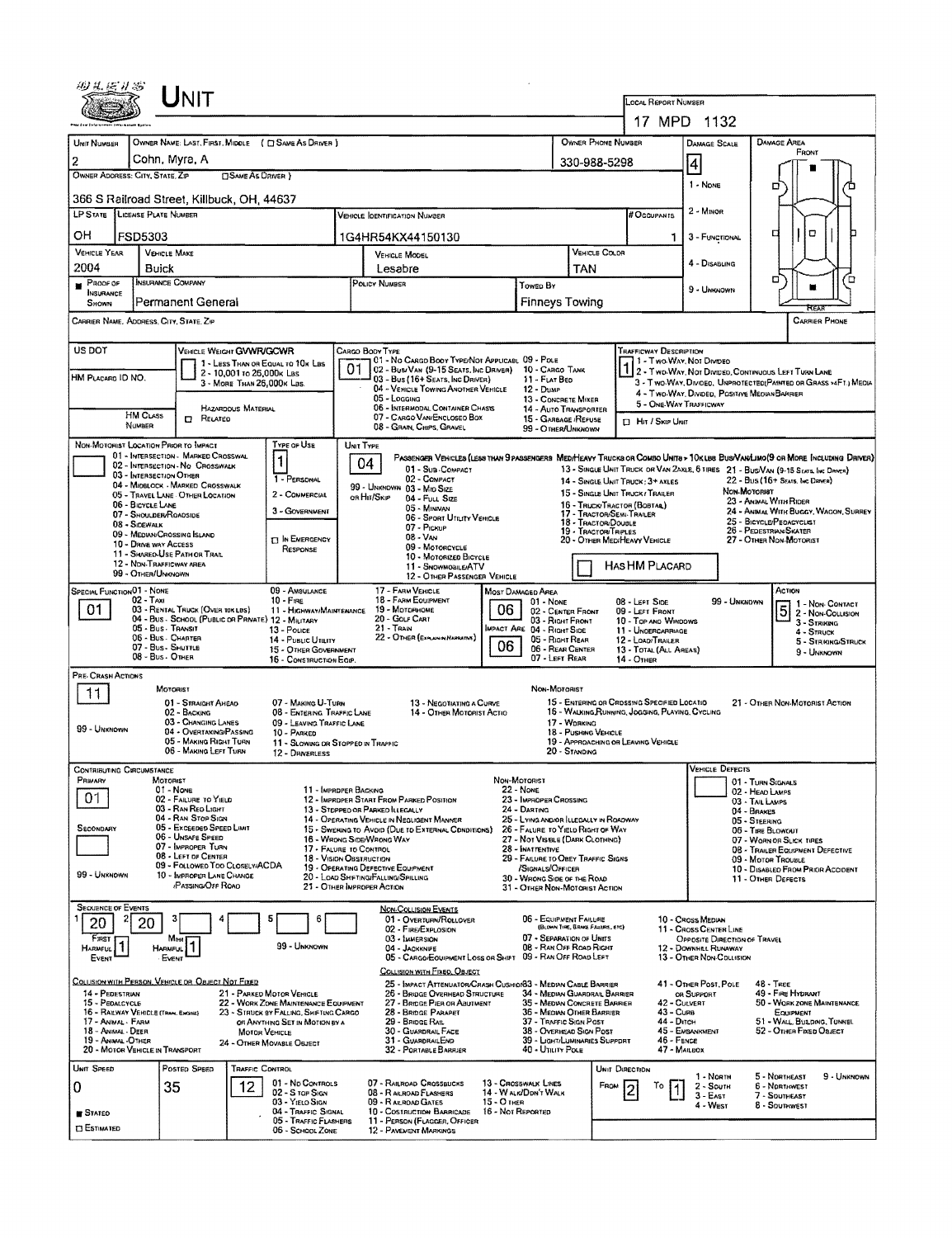# Unit

**Local Report Number:** 17 MPD 1132

| Unit Number | Owner Name: Last, First, Middle (☐ Same As Driver) | Owner Phone Number | Damage Scale | Damage Area |
|---|---|---|---|---|
| 2 | Cohn, Myra, A | 330-988-5298 | 4 | Front |

**Owner Address: City, State, Zip** (☐ Same As Driver)
366 S Railroad Street, Killbuck, OH, 44637

Damage Scale: 1 - None, 2 - Minor, 3 - Functional, 4 - Disabling, 9 - Unknown

| LP State | License Plate Number | Vehicle Identification Number | # Occupants |
|---|---|---|---|
| OH | FSD5303 | 1G4HR54KX44150130 | 1 |

| Vehicle Year | Vehicle Make | Vehicle Model | Vehicle Color |
|---|---|---|---|
| 2004 | Buick | Lesabre | TAN |

| Proof of Insurance Shown | Insurance Company | Policy Number | Towed By |
|---|---|---|---|
| ■ | Permanent General | | Finneys Towing |

**Carrier Name, Address, City, State, Zip:**

**Carrier Phone:**

**US DOT:**

**Vehicle Weight GVWR/GCWR:** 1 - Less Than or Equal to 10k Lbs; 2 - 10,001 to 26,000k Lbs; 3 - More Than 26,000k Lbs.

**HM Placard ID No.:**

**HM Class Number:** ☐ Related — Hazardous Material

**Cargo Body Type:** 01
01 - No Cargo Body Type/Not Applicable; 02 - Bus/Van (9-15 Seats, Inc Driver); 03 - Bus (16+ Seats, Inc Driver); 04 - Vehicle Towing Another Vehicle; 05 - Logging; 06 - Intermodal Container Chassis; 07 - Cargo Van/Enclosed Box; 08 - Grain, Chips, Gravel; 09 - Pole; 10 - Cargo Tank; 11 - Flat Bed; 12 - Dump; 13 - Concrete Mixer; 14 - Auto Transporter; 15 - Garbage/Refuse; 99 - Other/Unknown

**Trafficway Description:** 1
1 - Two-Way, Not Divided; 2 - Two-Way, Not Divided, Continuous Left Turn Lane; 3 - Two-Way, Divided, Unprotected (Painted or Grass >4Ft.) Media; 4 - Two-Way, Divided, Positive Median Barrier; 5 - One-Way Trafficway

☐ Hit / Skip Unit

**Non-Motorist Location Prior to Impact:**
01 - Intersection - Marked Crosswalk; 02 - Intersection - No Crosswalk; 03 - Intersection Other; 04 - Midblock - Marked Crosswalk; 05 - Travel Lane - Other Location; 06 - Bicycle Lane; 07 - Shoulder/Roadside; 08 - Sidewalk; 09 - Median/Crossing Island; 10 - Drive Way Access; 11 - Shared-Use Path or Trail; 12 - Non-Trafficway Area; 99 - Other/Unknown

**Type of Use:** 1
1 - Personal; 2 - Commercial; 3 - Government; ☐ In Emergency Response

**Unit Type:** 04
Passenger Vehicles (Less than 9 passengers): 01 - Sub-Compact; 02 - Compact; 99 - Unknown 03 - Mid Size or Hit/Skip; 04 - Full Size; 05 - Minivan; 06 - Sport Utility Vehicle; 07 - Pickup; 08 - Van; 09 - Motorcycle; 10 - Motorized Bicycle; 11 - Snowmobile/ATV; 12 - Other Passenger Vehicle
Med/Heavy Trucks or Combo Units > 10k lbs Bus/Van/Limo (9 or More Including Driver): 13 - Single Unit Truck or Van 2Axle, 6 Tires; 14 - Single Unit Truck: 3+ Axles; 15 - Single Unit Truck/Trailer; 16 - Truck/Tractor (Bobtail); 17 - Tractor/Semi-Trailer; 18 - Tractor/Double; 19 - Tractor/Triples; 20 - Other Med/Heavy Vehicle; 21 - Bus/Van (9-15 Seats, Inc Driver); 22 - Bus (16+ Seats, Inc Driver)
Non-Motorist: 23 - Animal With Rider; 24 - Animal With Buggy, Wagon, Surrey; 25 - Bicycle/Pedacyclist; 26 - Pedestrian/Skater; 27 - Other Non-Motorist

☐ Has HM Placard

**Special Function:** 01
01 - None; 02 - Taxi; 03 - Rental Truck (Over 10k lbs); 04 - Bus - School (Public or Private); 05 - Bus - Transit; 06 - Bus - Charter; 07 - Bus - Shuttle; 08 - Bus - Other; 09 - Ambulance; 10 - Fire; 11 - Highway/Maintenance; 12 - Military; 13 - Police; 14 - Public Utility; 15 - Other Government; 16 - Construction Eqip.; 17 - Farm Vehicle; 18 - Farm Equipment; 19 - Motorhome; 20 - Golf Cart; 21 - Train; 22 - Other (Explain in Narrative)

**Most Damaged Area:** 06
**Impact Are:** 06
01 - None; 02 - Center Front; 03 - Right Front; 04 - Right Side; 05 - Right Rear; 06 - Rear Center; 07 - Left Rear; 08 - Left Side; 09 - Left Front; 10 - Top and Windows; 11 - Undercarriage; 12 - Load/Trailer; 13 - Total (All Areas); 14 - Other; 99 - Unknown

**Action:** 5
1 - Non-Contact; 2 - Non-Collision; 3 - Striking; 4 - Struck; 5 - Striking/Struck; 9 - Unknown

**Pre-Crash Actions:** 11
Motorist: 01 - Straight Ahead; 02 - Backing; 03 - Changing Lanes; 04 - Overtaking/Passing; 05 - Making Right Turn; 06 - Making Left Turn; 07 - Making U-Turn; 08 - Entering Traffic Lane; 09 - Leaving Traffic Lane; 10 - Parked; 11 - Slowing or Stopped in Traffic; 12 - Driverless; 13 - Negotiating a Curve; 14 - Other Motorist Actio; 99 - Unknown
Non-Motorist: 15 - Entering or Crossing Specified Locatio; 16 - Walking, Running, Jogging, Playing, Cycling; 17 - Working; 18 - Pushing Vehicle; 19 - Approaching or Leaving Vehicle; 20 - Standing; 21 - Other Non-Motorist Action

**Contributing Circumstance**
Primary: 01
Secondary:
Motorist: 01 - None; 02 - Failure to Yield; 03 - Ran Red Light; 04 - Ran Stop Sign; 05 - Exceeded Speed Limit; 06 - Unsafe Speed; 07 - Improper Turn; 08 - Left of Center; 09 - Followed Too Closely/ACDA; 10 - Improper Lane Change /Passing/Off Road; 11 - Improper Backing; 12 - Improper Start From Parked Position; 13 - Stopped or Parked Illegally; 14 - Operating Vehicle in Negligent Manner; 15 - Swering to Avoid (Due to External Conditions); 16 - Wrong Side/Wrong Way; 17 - Failure to Control; 18 - Vision Obstruction; 19 - Operating Defective Equipment; 20 - Load Shifting/Falling/Spilling; 21 - Other Improper Action; 99 - Unknown
Non-Motorist: 22 - None; 23 - Improper Crossing; 24 - Darting; 25 - Lying and/or Illegally in Roadway; 26 - Failure to Yield Right of Way; 27 - Not Visible (Dark Clothing); 28 - Inattentive; 29 - Failure to Obey Traffic Signs /Signals/Officer; 30 - Wrong Side of the Road; 31 - Other Non-Motorist Action

**Vehicle Defects:**
01 - Turn Signals; 02 - Head Lamps; 03 - Tail Lamps; 04 - Brakes; 05 - Steering; 06 - Tire Blowout; 07 - Worn or Slick Tires; 08 - Trailer Equipment Defective; 09 - Motor Trouble; 10 - Disabled From Prior Accident; 11 - Other Defects

**Sequence of Events**

| 1 | 2 | 3 | 4 | 5 | 6 |
|---|---|---|---|---|---|
| 20 | 20 | | | | |

First Harmful Event: 1
Most Harmful Event: 1
99 - Unknown

Non-Collision Events: 01 - Overturn/Rollover; 02 - Fire/Explosion; 03 - Immersion; 04 - Jackknife; 05 - Cargo/Equipment Loss or Shift; 06 - Equipment Failure (Blown Tire, Brake Failure, etc); 07 - Separation of Units; 08 - Ran Off Road Right; 09 - Ran Off Road Left; 10 - Cross Median; 11 - Cross Center Line Opposite Direction of Travel; 12 - Downhill Runaway; 13 - Other Non-Collision

Collision with Person, Vehicle or Object Not Fixed: 14 - Pedestrian; 15 - Pedalcycle; 16 - Railway Vehicle (Train, Engine); 17 - Animal - Farm; 18 - Animal - Deer; 19 - Animal - Other; 20 - Motor Vehicle in Transport; 21 - Parked Motor Vehicle; 22 - Work Zone Maintenance Equipment; 23 - Struck by Falling, Shifting Cargo or Anything Set in Motion by a Motor Vehicle; 24 - Other Movable Object

Collision with Fixed, Object: 25 - Impact Attenuator/Crash Cushion; 26 - Bridge Overhead Structure; 27 - Bridge Pier or Abutment; 28 - Bridge Parapet; 29 - Bridge Rail; 30 - Guardrail Face; 31 - Guardrail End; 32 - Portable Barrier; 33 - Median Cable Barrier; 34 - Median Guardrail Barrier; 35 - Median Concrete Barrier; 36 - Median Other Barrier; 37 - Traffic Sign Post; 38 - Overhead Sign Post; 39 - Light/Luminaries Support; 40 - Utility Pole; 41 - Other Post, Pole or Support; 42 - Culvert; 43 - Curb; 44 - Ditch; 45 - Embankment; 46 - Fence; 47 - Mailbox; 48 - Tree; 49 - Fire Hydrant; 50 - Work Zone Maintenance Equipment; 51 - Wall, Building, Tunnel; 52 - Other Fixed Object

| Unit Speed | Posted Speed | Traffic Control | Unit Direction |
|---|---|---|---|
| 0 | 35 | 12 | From 2 To 1 |

■ Stated
☐ Estimated

Traffic Control: 01 - No Controls; 02 - Stop Sign; 03 - Yield Sign; 04 - Traffic Signal; 05 - Traffic Flashers; 06 - School Zone; 07 - Railroad Crossbucks; 08 - Railroad Flashers; 09 - Railroad Gates; 10 - Costruction Barricade; 11 - Person (Flagger, Officer); 12 - Pavement Markings; 13 - Crosswalk Lines; 14 - Walk/Don't Walk; 15 - Other; 16 - Not Reported

Unit Direction: 1 - North; 2 - South; 3 - East; 4 - West; 5 - Northeast; 6 - Northwest; 7 - Southeast; 8 - Southwest; 9 - Unknown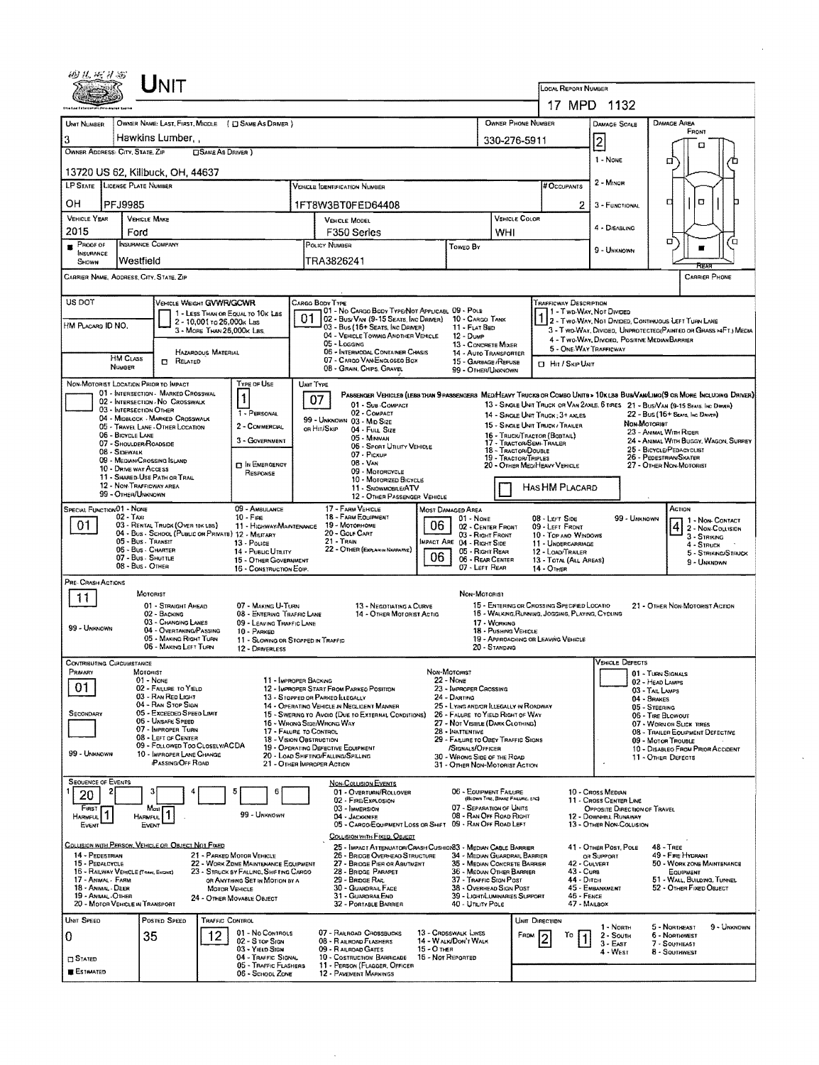# Unit

**Local Report Number:** 17 MPD 1132

| Unit Number | Owner Name: Last, First, Middle ( ☐ Same As Driver ) | Owner Phone Number | Damage Scale | Damage Area |
|---|---|---|---|---|
| 3 | Hawkins Lumber, , | 330-276-5911 | 2 | Front |

**Owner Address: City, State, Zip** ☐ Same As Driver
13720 US 62, Killbuck, OH, 44637

Damage Scale: 1 - None; 2 - Minor; 3 - Functional; 4 - Disabling; 9 - Unknown

| LP State | License Plate Number | Vehicle Identification Number | # Occupants |
|---|---|---|---|
| OH | PFJ9985 | 1FT8W3BT0FED64408 | 2 |

| Vehicle Year | Vehicle Make | Vehicle Model | Vehicle Color |
|---|---|---|---|
| 2015 | Ford | F350 Series | WHI |

| Proof of Insurance Shown | Insurance Company | Policy Number | Towed By |
|---|---|---|---|
| ■ | Westfield | TRA3826241 | |

Carrier Name, Address, City, State, Zip | Carrier Phone

**US DOT** | **HM Placard ID No.** | **HM Class Number** | ☐ Related (Hazardous Material)

**Vehicle Weight GVWR/GCWR:** 1 - Less Than or Equal to 10k Lbs; 2 - 10,001 to 26,000k Lbs; 3 - More Than 26,000k Lbs.

**Cargo Body Type:** 01
01 - No Cargo Body Type/Not Applicable; 02 - Bus/Van (9-15 Seats, Inc Driver); 03 - Bus (16+ Seats, Inc Driver); 04 - Vehicle Towing Another Vehicle; 05 - Logging; 06 - Intermodal Container Chassis; 07 - Cargo Van/Enclosed Box; 08 - Grain, Chips, Gravel; 09 - Pole; 10 - Cargo Tank; 11 - Flat Bed; 12 - Dump; 13 - Concrete Mixer; 14 - Auto Transporter; 15 - Garbage/Refuse; 99 - Other/Unknown

**Trafficway Description:** 1
1 - Two-Way, Not Divided; 2 - Two-Way, Not Divided, Continuous Left Turn Lane; 3 - Two-Way, Divided, Unprotected (Painted or Grass >4Ft.) Media; 4 - Two-Way, Divided, Positive Median Barrier; 5 - One-Way Trafficway
☐ Hit / Skip Unit

**Non-Motorist Location Prior to Impact:** 01 - Intersection - Marked Crosswalk; 02 - Intersection - No Crosswalk; 03 - Intersection Other; 04 - Midblock - Marked Crosswalk; 05 - Travel Lane - Other Location; 06 - Bicycle Lane; 07 - Shoulder/Roadside; 08 - Sidewalk; 09 - Median/Crossing Island; 10 - Drive way Access; 11 - Shared-Use Path or Trail; 12 - Non-Trafficway Area; 99 - Other/Unknown

**Type of Use:** 1
1 - Personal; 2 - Commercial; 3 - Government; ☐ In Emergency Response

**Unit Type:** 07
Passenger Vehicles (Less than 9 passengers): 01 - Sub-Compact; 02 - Compact; 99 - Unknown 03 - Mid Size or Hit/Skip; 04 - Full Size; 05 - Minivan; 06 - Sport Utility Vehicle; 07 - Pickup; 08 - Van; 09 - Motorcycle; 10 - Motorized Bicycle; 11 - Snowmobile/ATV; 12 - Other Passenger Vehicle
Med/Heavy Trucks or Combo Units > 10k lbs Bus/Van/Limo (9 or More Including Driver): 13 - Single Unit Truck or Van 2axle, 6 Tires; 14 - Single Unit Truck; 3+ Axles; 15 - Single Unit Truck / Trailer; 16 - Truck/Tractor (Bobtail); 17 - Tractor/Semi-Trailer; 18 - Tractor/Double; 19 - Tractor/Triples; 20 - Other Med/Heavy Vehicle; 21 - Bus/Van (9-15 Seats, Inc Driver); 22 - Bus (16+ Seats, Inc Driver)
Non-Motorist: 23 - Animal With Rider; 24 - Animal With Buggy, Wagon, Surrey; 25 - Bicycle/Pedacyclist; 26 - Pedestrian/Skater; 27 - Other Non-Motorist
☐ Has HM Placard

**Special Function:** 01
01 - None; 02 - Taxi; 03 - Rental Truck (Over 10k lbs); 04 - Bus - School (Public or Private); 05 - Bus - Transit; 06 - Bus - Charter; 07 - Bus - Shuttle; 08 - Bus - Other; 09 - Ambulance; 10 - Fire; 11 - Highway/Maintenance; 12 - Military; 13 - Police; 14 - Public Utility; 15 - Other Government; 16 - Construction Eqip.; 17 - Farm Vehicle; 18 - Farm Equipment; 19 - Motorhome; 20 - Golf Cart; 21 - Train; 22 - Other (Explain in Narrative)

**Most Damaged Area:** 06 | **Impact Are:** 06
01 - None; 02 - Center Front; 03 - Right Front; 04 - Right Side; 05 - Right Rear; 06 - Rear Center; 07 - Left Rear; 08 - Left Side; 09 - Left Front; 10 - Top and Windows; 11 - Undercarriage; 12 - Load/Trailer; 13 - Total (All Areas); 14 - Other; 99 - Unknown

**Action:** 4
1 - Non-Contact; 2 - Non-Collision; 3 - Striking; 4 - Struck; 5 - Striking/Struck; 9 - Unknown

**Pre-Crash Actions:** 11
Motorist: 01 - Straight Ahead; 02 - Backing; 03 - Changing Lanes; 04 - Overtaking/Passing; 05 - Making Right Turn; 06 - Making Left Turn; 07 - Making U-Turn; 08 - Entering Traffic Lane; 09 - Leaving Traffic Lane; 10 - Parked; 11 - Slowing or Stopped in Traffic; 12 - Driverless; 13 - Negotiating a Curve; 14 - Other Motorist Actio
Non-Motorist: 15 - Entering or Crossing Specified Locatio; 16 - Walking, Running, Jogging, Playing, Cycling; 17 - Working; 18 - Pushing Vehicle; 19 - Approaching or Leaving Vehicle; 20 - Standing; 21 - Other Non-Motorist Action
99 - Unknown

**Contributing Circumstance:** Primary: 01 | Secondary: (blank)
Motorist: 01 - None; 02 - Failure to Yield; 03 - Ran Red Light; 04 - Ran Stop Sign; 05 - Exceeded Speed Limit; 06 - Unsafe Speed; 07 - Improper Turn; 08 - Left of Center; 09 - Followed Too Closely/ACDA; 10 - Improper Lane Change /Passing/Off Road; 11 - Improper Backing; 12 - Improper Start From Parked Position; 13 - Stopped or Parked Illegally; 14 - Operating Vehicle in Negligent Manner; 15 - Swering to Avoid (Due to External Conditions); 16 - Wrong Side/Wrong Way; 17 - Failure to Control; 18 - Vision Obstruction; 19 - Operating Defective Equipment; 20 - Load Shifting/Falling/Spilling; 21 - Other Improper Action
Non-Motorist: 22 - None; 23 - Improper Crossing; 24 - Darting; 25 - Lying and/or Illegally in Roadway; 26 - Failure to Yield Right of Way; 27 - Not Visible (Dark Clothing); 28 - Inattentive; 29 - Failure to Obey Traffic Signs /Signals/Officer; 30 - Wrong Side of the Road; 31 - Other Non-Motorist Action
99 - Unknown

**Vehicle Defects:** 01 - Turn Signals; 02 - Head Lamps; 03 - Tail Lamps; 04 - Brakes; 05 - Steering; 06 - Tire Blowout; 07 - Worn or Slick Tires; 08 - Trailer Equipment Defective; 09 - Motor Trouble; 10 - Disabled From Prior Accident; 11 - Other Defects

**Sequence of Events:** 1: 20 | 2 | 3 | 4 | 5 | 6
First Harmful Event: 1 | Most Harmful Event: 1 | 99 - Unknown

Non-Collision Events: 01 - Overturn/Rollover; 02 - Fire/Explosion; 03 - Immersion; 04 - Jackknife; 05 - Cargo/Equipment Loss or Shift; 06 - Equipment Failure (Blown Tire, Brake Failure, etc); 07 - Separation of Units; 08 - Ran Off Road Right; 09 - Ran Off Road Left; 10 - Cross Median; 11 - Cross Center Line Opposite Direction of Travel; 12 - Downhill Runaway; 13 - Other Non-Collision

Collision with Person, Vehicle or Object Not Fixed: 14 - Pedestrian; 15 - Pedalcycle; 16 - Railway Vehicle (Train, Engine); 17 - Animal - Farm; 18 - Animal - Deer; 19 - Animal - Other; 20 - Motor Vehicle in Transport; 21 - Parked Motor Vehicle; 22 - Work Zone Maintenance Equipment; 23 - Struck by Falling, Shifting Cargo or Anything Set in Motion by a Motor Vehicle; 24 - Other Movable Object

Collision with Fixed, Object: 25 - Impact Attenuator/Crash Cushion; 26 - Bridge Overhead Structure; 27 - Bridge Pier or Abutment; 28 - Bridge Parapet; 29 - Bridge Rail; 30 - Guardrail Face; 31 - Guardrail End; 32 - Portable Barrier; 33 - Median Cable Barrier; 34 - Median Guardrail Barrier; 35 - Median Concrete Barrier; 36 - Median Other Barrier; 37 - Traffic Sign Post; 38 - Overhead Sign Post; 39 - Light/Luminaries Support; 40 - Utility Pole; 41 - Other Post, Pole or Support; 42 - Culvert; 43 - Curb; 44 - Ditch; 45 - Embankment; 46 - Fence; 47 - Mailbox; 48 - Tree; 49 - Fire Hydrant; 50 - Work Zone Maintenance Equipment; 51 - Wall, Building, Tunnel; 52 - Other Fixed Object

| Unit Speed | Posted Speed | Traffic Control | Unit Direction |
|---|---|---|---|
| 0 | 35 | 12 | From 2 To 1 |

☐ Stated ■ Estimated

Traffic Control: 01 - No Controls; 02 - Stop Sign; 03 - Yield Sign; 04 - Traffic Signal; 05 - Traffic Flashers; 06 - School Zone; 07 - Railroad Crossbucks; 08 - Railroad Flashers; 09 - Railroad Gates; 10 - Costruction Barricade; 11 - Person (Flagger, Officer); 12 - Pavement Markings; 13 - Crosswalk Lines; 14 - Walk/Don't Walk; 15 - Other; 16 - Not Reported

Unit Direction: 1 - North; 2 - South; 3 - East; 4 - West; 5 - Northeast; 6 - Northwest; 7 - Southeast; 8 - Southwest; 9 - Unknown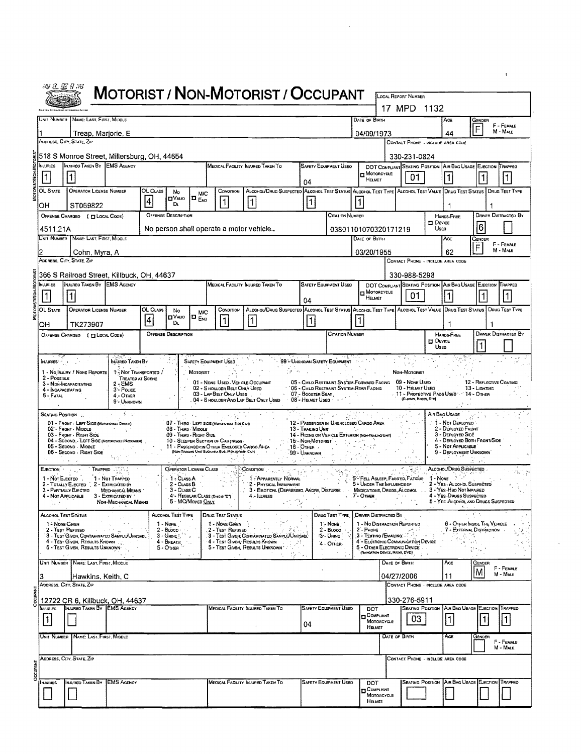# MOTORIST / NON-MOTORIST / OCCUPANT

**Local Report Number:** 17 MPD 1132

## Motorist / Non-Motorist

| Unit Number | Name: Last, First, Middle | Date of Birth | Age | Gender |
|---|---|---|---|---|
| 1 | Treap, Marjorie, E | 04/09/1973 | 44 | F |

| Address, City, State, Zip | Contact Phone - Include Area Code |
|---|---|
| 518 S Monroe Street, Millersburg, OH, 44654 | 330-231-0824 |

| Injuries | Injured Taken By | EMS Agency | Medical Facility Injured Taken To | Safety Equipment Used | DOT Compliant Motorcycle Helmet | Seating Position | Air Bag Usage | Ejection | Trapped |
|---|---|---|---|---|---|---|---|---|---|
| 1 | 1 | | | 04 | | 01 | 1 | 1 | 1 |

| OL State | Operator License Number | OL Class | No Valid DL | M/C End | Condition | Alcohol/Drug Suspected | Alcohol Test Status | Alcohol Test Type | Alcohol Test Value | Drug Test Status | Drug Test Type |
|---|---|---|---|---|---|---|---|---|---|---|---|
| OH | ST069822 | 4 | | | 1 | 1 | 1 | 1 | | 1 | 1 |

| Offense Charged ( Local Code) | Offense Description | Citation Number | Hands-Free Device Used | Driver Distracted By |
|---|---|---|---|---|
| 4511.21A | No person shall operate a motor vehicle... | 03801101070320171219 | | 6 |

| Unit Number | Name: Last, First, Middle | Date of Birth | Age | Gender |
|---|---|---|---|---|
| 2 | Cohn, Myra, A | 03/20/1955 | 62 | F |

| Address, City, State, Zip | Contact Phone - Include Area Code |
|---|---|
| 366 S Railroad Street, Killbuck, OH, 44637 | 330-988-5298 |

| Injuries | Injured Taken By | EMS Agency | Medical Facility Injured Taken To | Safety Equipment Used | DOT Compliant Motorcycle Helmet | Seating Position | Air Bag Usage | Ejection | Trapped |
|---|---|---|---|---|---|---|---|---|---|
| 1 | 1 | | | 04 | | 01 | 1 | 1 | 1 |

| OL State | Operator License Number | OL Class | No Valid DL | M/C End | Condition | Alcohol/Drug Suspected | Alcohol Test Status | Alcohol Test Type | Alcohol Test Value | Drug Test Status | Drug Test Type |
|---|---|---|---|---|---|---|---|---|---|---|---|
| OH | TK273907 | 4 | | | 1 | 1 | 1 | 1 | | 1 | 1 |

| Offense Charged ( Local Code) | Offense Description | Citation Number | Hands-Free Device Used | Driver Distracted By |
|---|---|---|---|---|
| | | | | 1 |

## Codes

**Injuries:** 1 - No Injury / None Reported; 2 - Possible; 3 - Non-Incapacitating; 4 - Incapacitating; 5 - Fatal

**Injured Taken By:** 1 - Not Transported / Treated at Scene; 2 - EMS; 3 - Police; 4 - Other; 9 - Unknown

**Safety Equipment Used:** 99 - Unknown Safety Equipment

Motorist: 01 - None Used - Vehicle Occupant; 02 - Shoulder Belt Only Used; 03 - Lap Belt Only Used; 04 - Shoulder and Lap Belt Only Used; 05 - Child Restraint System-Forward Facing; 06 - Child Restraint System-Rear Facing; 07 - Booster Seat; 08 - Helmet Used

Non-Motorist: 09 - None Used; 10 - Helmet Used; 11 - Protective Pads Used (Elbows, Knees, Etc); 12 - Reflective Coating; 13 - Lighting; 14 - Other

**Seating Position:** 01 - Front - Left Side (Motorcycle Driver); 02 - Front - Middle; 03 - Front - Right Side; 04 - Second - Left Side (Motorcycle Passenger); 05 - Second - Middle; 06 - Second - Right Side; 07 - Third - Left Side (Motorcycle Side Car); 08 - Third - Middle; 09 - Third - Right Side; 10 - Sleeper Section of Cab (Truck); 11 - Passenger in Other Enclosed Cargo Area (Non-Trailing Unit Such as a Bus, Pick-up with Cap); 12 - Passenger in Unenclosed Cargo Area; 13 - Trailing Unit; 14 - Riding on Vehicle Exterior (Non-Trailing Unit); 15 - Non-Motorist; 16 - Other; 99 - Unknown

**Air Bag Usage:** 1 - Not Deployed; 2 - Deployed Front; 3 - Deployed Side; 4 - Deployed Both Front/Side; 5 - Not Applicable; 9 - Deployment Unknown

**Ejection:** 1 - Not Ejected; 2 - Totally Ejected; 3 - Partially Ejected; 4 - Not Applicable

**Trapped:** 1 - Not Trapped; 2 - Extricated by Mechanical Means; 3 - Extricated by Non-Mechanical Means

**Operator License Class:** 1 - Class A; 2 - Class B; 3 - Class C; 4 - Regular Class (Ohio is "D"); 5 - MC/Moped Only

**Condition:** 1 - Apparently Normal; 2 - Physical Impairment; 3 - Emotional (Depressed, Angry, Disturbed); 4 - Illness; 5 - Fell Asleep, Fainted, Fatigue; 6 - Under The Influence of Medications, Drugs, Alcohol; 7 - Other

**Alcohol/Drug Suspected:** 1 - None; 2 - Yes - Alcohol Suspected; 3 - Yes - HBD Not Impaired; 4 - Yes - Drugs Suspected; 5 - Yes - Alcohol and Drugs Suspected

**Alcohol Test Status:** 1 - None Given; 2 - Test Refused; 3 - Test Given, Contaminated Sample/Unusable; 4 - Test Given, Results Known; 5 - Test Given, Results Unknown

**Alcohol Test Type:** 1 - None; 2 - Blood; 3 - Urine; 4 - Breath; 5 - Other

**Drug Test Status:** 1 - None Given; 2 - Test Refused; 3 - Test Given, Contaminated Sample/Unusable; 4 - Test Given, Results Known; 5 - Test Given, Results Unknown

**Drug Test Type:** 1 - None; 2 - Blood; 3 - Urine; 4 - Other

**Driver Distracted By:** 1 - No Distraction Reported; 2 - Phone; 3 - Texting / Emailing; 4 - Electronic Communication Device; 5 - Other Electronic Device (Navigation Device, Radio, DVD); 6 - Other Inside The Vehicle; 7 - External Distraction

## Occupant

| Unit Number | Name: Last, First, Middle | Date of Birth | Age | Gender |
|---|---|---|---|---|
| 3 | Hawkins, Keith, C | 04/27/2006 | 11 | M |

| Address, City, State, Zip | Contact Phone - Include Area Code |
|---|---|
| 12722 CR 6, Killbuck, OH, 44637 | 330-276-5911 |

| Injuries | Injured Taken By | EMS Agency | Medical Facility Injured Taken To | Safety Equipment Used | DOT Compliant Motorcycle Helmet | Seating Position | Air Bag Usage | Ejection | Trapped |
|---|---|---|---|---|---|---|---|---|---|
| 1 | | | | 04 | | 03 | 1 | 1 | 1 |

| Unit Number | Name: Last, First, Middle | Date of Birth | Age | Gender |
|---|---|---|---|---|
| | | | | |

| Address, City, State, Zip | Contact Phone - Include Area Code |
|---|---|
| | |

| Injuries | Injured Taken By | EMS Agency | Medical Facility Injured Taken To | Safety Equipment Used | DOT Compliant Motorcycle Helmet | Seating Position | Air Bag Usage | Ejection | Trapped |
|---|---|---|---|---|---|---|---|---|---|
| | | | | | | | | | |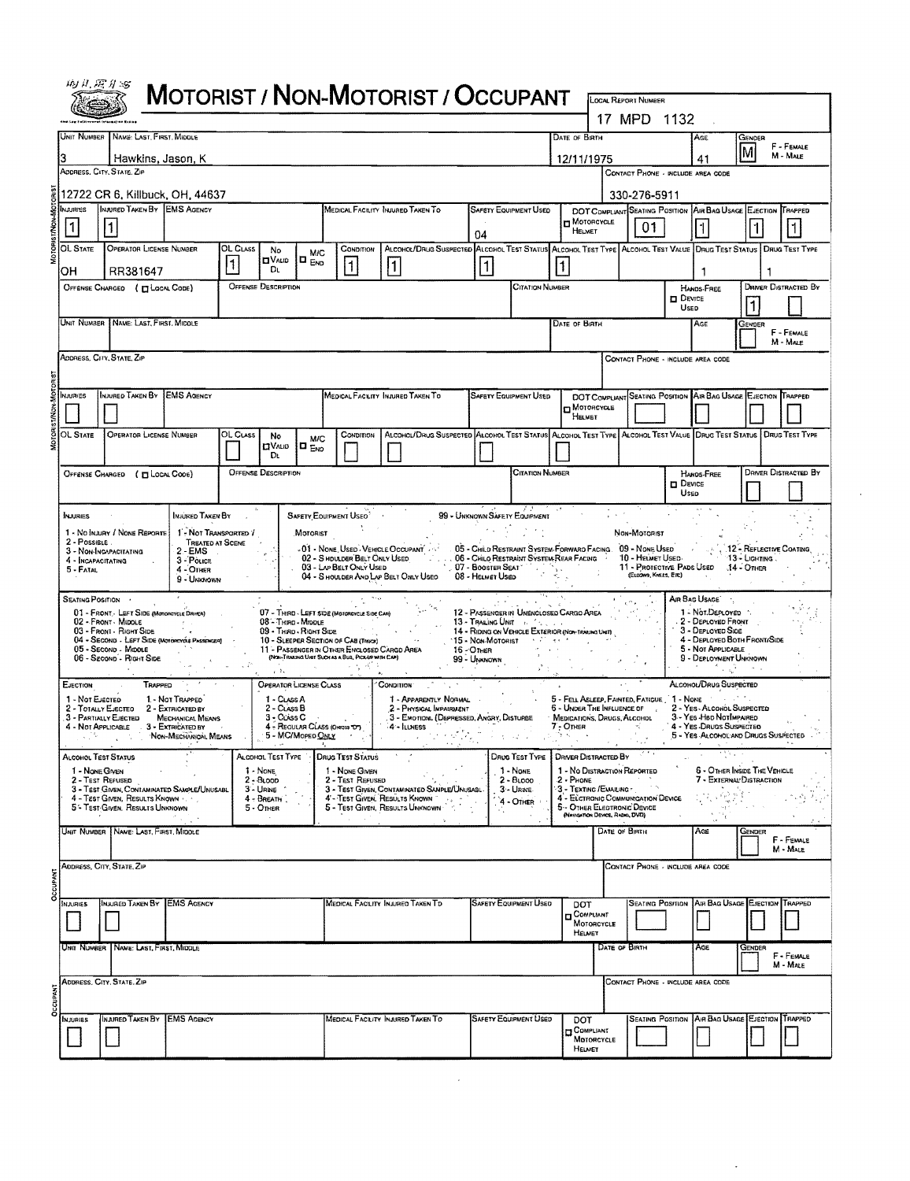# MOTORIST / NON-MOTORIST / OCCUPANT

**LOCAL REPORT NUMBER:** 17 MPD 1132

## MOTORIST/NON-MOTORIST

| UNIT NUMBER | NAME: LAST, FIRST, MIDDLE | DATE OF BIRTH | AGE | GENDER |
|---|---|---|---|---|
| 3 | Hawkins, Jason, K | 12/11/1975 | 41 | M |

| ADDRESS, CITY, STATE, ZIP | CONTACT PHONE - INCLUDE AREA CODE |
|---|---|
| 12722 CR 6, Killbuck, OH, 44637 | 330-276-5911 |

| INJURIES | INJURED TAKEN BY | EMS AGENCY | MEDICAL FACILITY INJURED TAKEN TO | SAFETY EQUIPMENT USED | DOT COMPLIANT MOTORCYCLE HELMET | SEATING POSITION | AIR BAG USAGE | EJECTION | TRAPPED |
|---|---|---|---|---|---|---|---|---|---|
| 1 | 1 | | | 04 | | 01 | 1 | 1 | 1 |

| OL STATE | OPERATOR LICENSE NUMBER | OL CLASS | NO VALID DL | M/C END | CONDITION | ALCOHOL/DRUG SUSPECTED | ALCOHOL TEST STATUS | ALCOHOL TEST TYPE | ALCOHOL TEST VALUE | DRUG TEST STATUS | DRUG TEST TYPE |
|---|---|---|---|---|---|---|---|---|---|---|---|
| OH | RR381647 | 1 | | | 1 | 1 | 1 | 1 | | 1 | 1 |

| OFFENSE CHARGED ( LOCAL CODE) | OFFENSE DESCRIPTION | CITATION NUMBER | HANDS-FREE DEVICE USED | DRIVER DISTRACTED BY |
|---|---|---|---|---|
| | | | | 1 |

| UNIT NUMBER | NAME: LAST, FIRST, MIDDLE | DATE OF BIRTH | AGE | GENDER |
|---|---|---|---|---|
| | | | | |

| ADDRESS, CITY, STATE, ZIP | CONTACT PHONE - INCLUDE AREA CODE |
|---|---|
| | |

| INJURIES | INJURED TAKEN BY | EMS AGENCY | MEDICAL FACILITY INJURED TAKEN TO | SAFETY EQUIPMENT USED | DOT COMPLIANT MOTORCYCLE HELMET | SEATING POSITION | AIR BAG USAGE | EJECTION | TRAPPED |
|---|---|---|---|---|---|---|---|---|---|
| | | | | | | | | | |

| OL STATE | OPERATOR LICENSE NUMBER | OL CLASS | NO VALID DL | M/C END | CONDITION | ALCOHOL/DRUG SUSPECTED | ALCOHOL TEST STATUS | ALCOHOL TEST TYPE | ALCOHOL TEST VALUE | DRUG TEST STATUS | DRUG TEST TYPE |
|---|---|---|---|---|---|---|---|---|---|---|---|
| | | | | | | | | | | | |

| OFFENSE CHARGED ( LOCAL CODE) | OFFENSE DESCRIPTION | CITATION NUMBER | HANDS-FREE DEVICE USED | DRIVER DISTRACTED BY |
|---|---|---|---|---|
| | | | | |

## Codes

**INJURIES:** 1 - No Injury / None Reported; 2 - Possible; 3 - Non-Incapacitating; 4 - Incapacitating; 5 - Fatal

**INJURED TAKEN BY:** 1 - Not Transported / Treated at Scene; 2 - EMS; 3 - Police; 4 - Other; 9 - Unknown

**SAFETY EQUIPMENT USED:** 99 - Unknown Safety Equipment
- Motorist: 01 - None Used - Vehicle Occupant; 02 - Shoulder Belt Only Used; 03 - Lap Belt Only Used; 04 - Shoulder And Lap Belt Only Used; 05 - Child Restraint System-Forward Facing; 06 - Child Restraint System-Rear Facing; 07 - Booster Seat; 08 - Helmet Used
- Non-Motorist: 09 - None Used; 10 - Helmet Used; 11 - Protective Pads Used (Elbows, Knees, Etc); 12 - Reflective Coating; 13 - Lighting; 14 - Other

**SEATING POSITION:** 01 - Front - Left Side (Motorcycle Driver); 02 - Front - Middle; 03 - Front - Right Side; 04 - Second - Left Side (Motorcycle Passenger); 05 - Second - Middle; 06 - Second - Right Side; 07 - Third - Left Side (Motorcycle Side Car); 08 - Third - Middle; 09 - Third - Right Side; 10 - Sleeper Section of Cab (Truck); 11 - Passenger in Other Enclosed Cargo Area (Non-Trailing Unit Such as a Bus, Pick-up with Cap); 12 - Passenger in Unenclosed Cargo Area; 13 - Trailing Unit; 14 - Riding on Vehicle Exterior (Non-Trailing Unit); 15 - Non-Motorist; 16 - Other; 99 - Unknown

**AIR BAG USAGE:** 1 - Not Deployed; 2 - Deployed Front; 3 - Deployed Side; 4 - Deployed Both Front/Side; 5 - Not Applicable; 9 - Deployment Unknown

**EJECTION:** 1 - Not Ejected; 2 - Totally Ejected; 3 - Partially Ejected; 4 - Not Applicable

**TRAPPED:** 1 - Not Trapped; 2 - Extricated by Mechanical Means; 3 - Extricated by Non-Mechanical Means

**OPERATOR LICENSE CLASS:** 1 - Class A; 2 - Class B; 3 - Class C; 4 - Regular Class (Ohio is "D"); 5 - M/C/Moped Only

**CONDITION:** 1 - Apparently Normal; 2 - Physical Impairment; 3 - Emotional (Depressed, Angry, Disturbed); 4 - Illness; 5 - Fell Asleep, Fainted, Fatigue; 6 - Under the Influence of Medications, Drugs, Alcohol; 7 - Other

**ALCOHOL/DRUG SUSPECTED:** 1 - None; 2 - Yes - Alcohol Suspected; 3 - Yes - HBD Not Impaired; 4 - Yes - Drugs Suspected; 5 - Yes - Alcohol and Drugs Suspected

**ALCOHOL TEST STATUS:** 1 - None Given; 2 - Test Refused; 3 - Test Given, Contaminated Sample/Unusable; 4 - Test Given, Results Known; 5 - Test Given, Results Unknown

**ALCOHOL TEST TYPE:** 1 - None; 2 - Blood; 3 - Urine; 4 - Breath; 5 - Other

**DRUG TEST STATUS:** 1 - None Given; 2 - Test Refused; 3 - Test Given, Contaminated Sample/Unusable; 4 - Test Given, Results Known; 5 - Test Given, Results Unknown

**DRUG TEST TYPE:** 1 - None; 2 - Blood; 3 - Urine; 4 - Other

**DRIVER DISTRACTED BY:** 1 - No Distraction Reported; 2 - Phone; 3 - Texting/Emailing; 4 - Electronic Communication Device; 5 - Other Electronic Device (Navigation Device, Radio, DVD); 6 - Other Inside the Vehicle; 7 - External Distraction

## OCCUPANT

| UNIT NUMBER | NAME: LAST, FIRST, MIDDLE | DATE OF BIRTH | AGE | GENDER |
|---|---|---|---|---|
| | | | | |

| ADDRESS, CITY, STATE, ZIP | CONTACT PHONE - INCLUDE AREA CODE |
|---|---|
| | |

| INJURIES | INJURED TAKEN BY | EMS AGENCY | MEDICAL FACILITY INJURED TAKEN TO | SAFETY EQUIPMENT USED | DOT COMPLIANT MOTORCYCLE HELMET | SEATING POSITION | AIR BAG USAGE | EJECTION | TRAPPED |
|---|---|---|---|---|---|---|---|---|---|
| | | | | | | | | | |

## OCCUPANT

| UNIT NUMBER | NAME: LAST, FIRST, MIDDLE | DATE OF BIRTH | AGE | GENDER |
|---|---|---|---|---|
| | | | | |

| ADDRESS, CITY, STATE, ZIP | CONTACT PHONE - INCLUDE AREA CODE |
|---|---|
| | |

| INJURIES | INJURED TAKEN BY | EMS AGENCY | MEDICAL FACILITY INJURED TAKEN TO | SAFETY EQUIPMENT USED | DOT COMPLIANT MOTORCYCLE HELMET | SEATING POSITION | AIR BAG USAGE | EJECTION | TRAPPED |
|---|---|---|---|---|---|---|---|---|---|
| | | | | | | | | | |